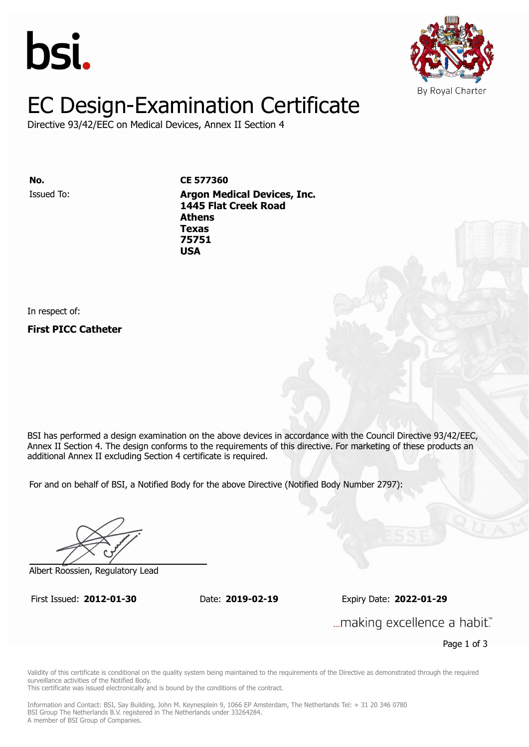bsi.

By Royal Charter

# EC Design-Examination Certificate

Directive 93/42/EEC on Medical Devices, Annex II Section 4

**No.** **CE 577360**

Issued To: **Argon Medical Devices, Inc.**
**1445 Flat Creek Road**
**Athens**
**Texas**
**75751**
**USA**

In respect of:

**First PICC Catheter**

BSI has performed a design examination on the above devices in accordance with the Council Directive 93/42/EEC, Annex II Section 4. The design conforms to the requirements of this directive. For marketing of these products an additional Annex II excluding Section 4 certificate is required.

For and on behalf of BSI, a Notified Body for the above Directive (Notified Body Number 2797):

Albert Roossien, Regulatory Lead

First Issued: **2012-01-30** Date: **2019-02-19** Expiry Date: **2022-01-29**

...making excellence a habit.™

Validity of this certificate is conditional on the quality system being maintained to the requirements of the Directive as demonstrated through the required surveillance activities of the Notified Body.
This certificate was issued electronically and is bound by the conditions of the contract.

Information and Contact: BSI, Say Building, John M. Keynesplein 9, 1066 EP Amsterdam, The Netherlands Tel: + 31 20 346 0780
BSI Group The Netherlands B.V. registered in The Netherlands under 33264284.
A member of BSI Group of Companies.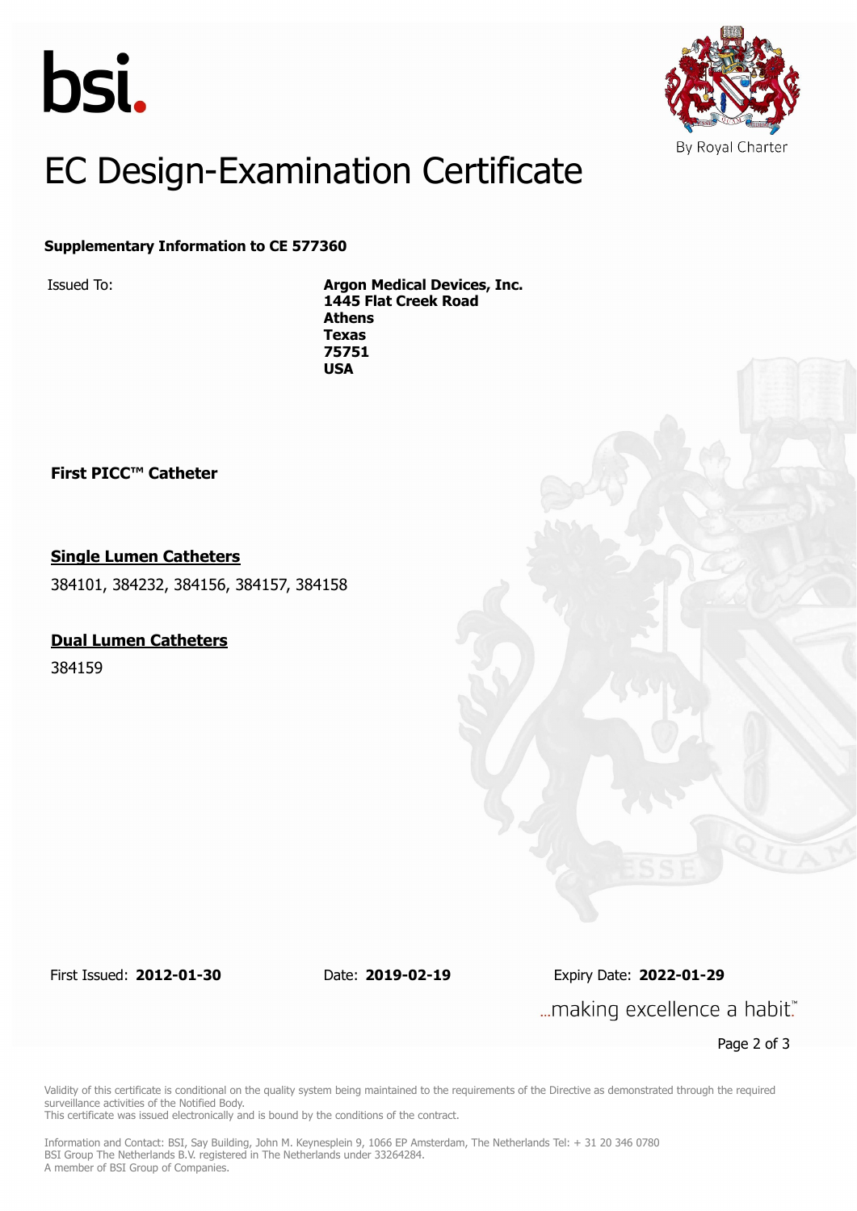bsi.

By Royal Charter

# EC Design-Examination Certificate

**Supplementary Information to CE 577360**

Issued To: **Argon Medical Devices, Inc.**
**1445 Flat Creek Road**
**Athens**
**Texas**
**75751**
**USA**

**First PICC™ Catheter**

**Single Lumen Catheters**

384101, 384232, 384156, 384157, 384158

**Dual Lumen Catheters**

384159

First Issued: **2012-01-30** Date: **2019-02-19** Expiry Date: **2022-01-29**

...making excellence a habit.™

Validity of this certificate is conditional on the quality system being maintained to the requirements of the Directive as demonstrated through the required surveillance activities of the Notified Body.
This certificate was issued electronically and is bound by the conditions of the contract.

Information and Contact: BSI, Say Building, John M. Keynesplein 9, 1066 EP Amsterdam, The Netherlands Tel: + 31 20 346 0780
BSI Group The Netherlands B.V. registered in The Netherlands under 33264284.
A member of BSI Group of Companies.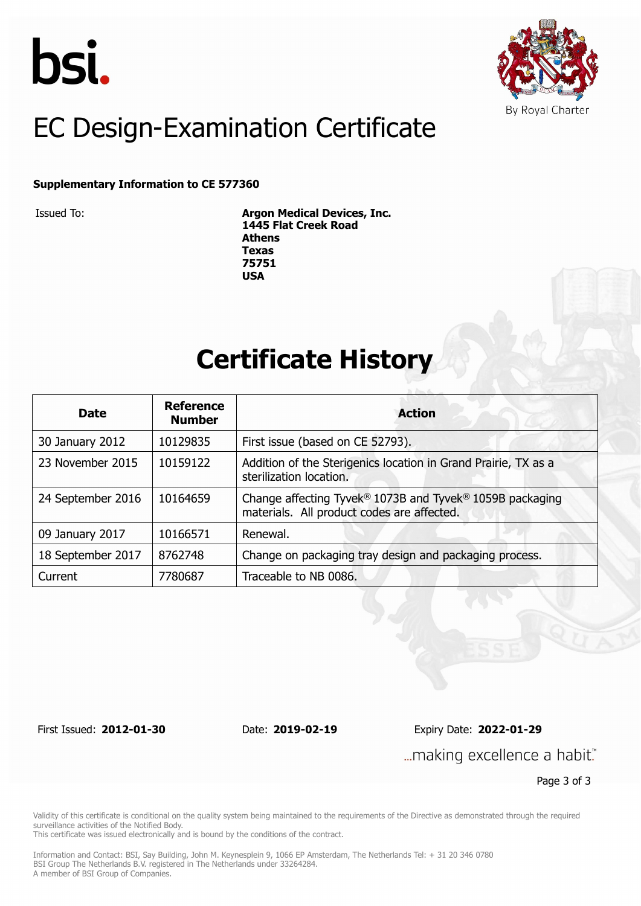bsi.

By Royal Charter

# EC Design-Examination Certificate

**Supplementary Information to CE 577360**

Issued To: **Argon Medical Devices, Inc.**
**1445 Flat Creek Road**
**Athens**
**Texas**
**75751**
**USA**

## Certificate History

| Date | Reference Number | Action |
|---|---|---|
| 30 January 2012 | 10129835 | First issue (based on CE 52793). |
| 23 November 2015 | 10159122 | Addition of the Sterigenics location in Grand Prairie, TX as a sterilization location. |
| 24 September 2016 | 10164659 | Change affecting Tyvek® 1073B and Tyvek® 1059B packaging materials. All product codes are affected. |
| 09 January 2017 | 10166571 | Renewal. |
| 18 September 2017 | 8762748 | Change on packaging tray design and packaging process. |
| Current | 7780687 | Traceable to NB 0086. |

First Issued: **2012-01-30** Date: **2019-02-19** Expiry Date: **2022-01-29**

...making excellence a habit.™

Validity of this certificate is conditional on the quality system being maintained to the requirements of the Directive as demonstrated through the required surveillance activities of the Notified Body.
This certificate was issued electronically and is bound by the conditions of the contract.

Information and Contact: BSI, Say Building, John M. Keynesplein 9, 1066 EP Amsterdam, The Netherlands Tel: + 31 20 346 0780
BSI Group The Netherlands B.V. registered in The Netherlands under 33264284.
A member of BSI Group of Companies.